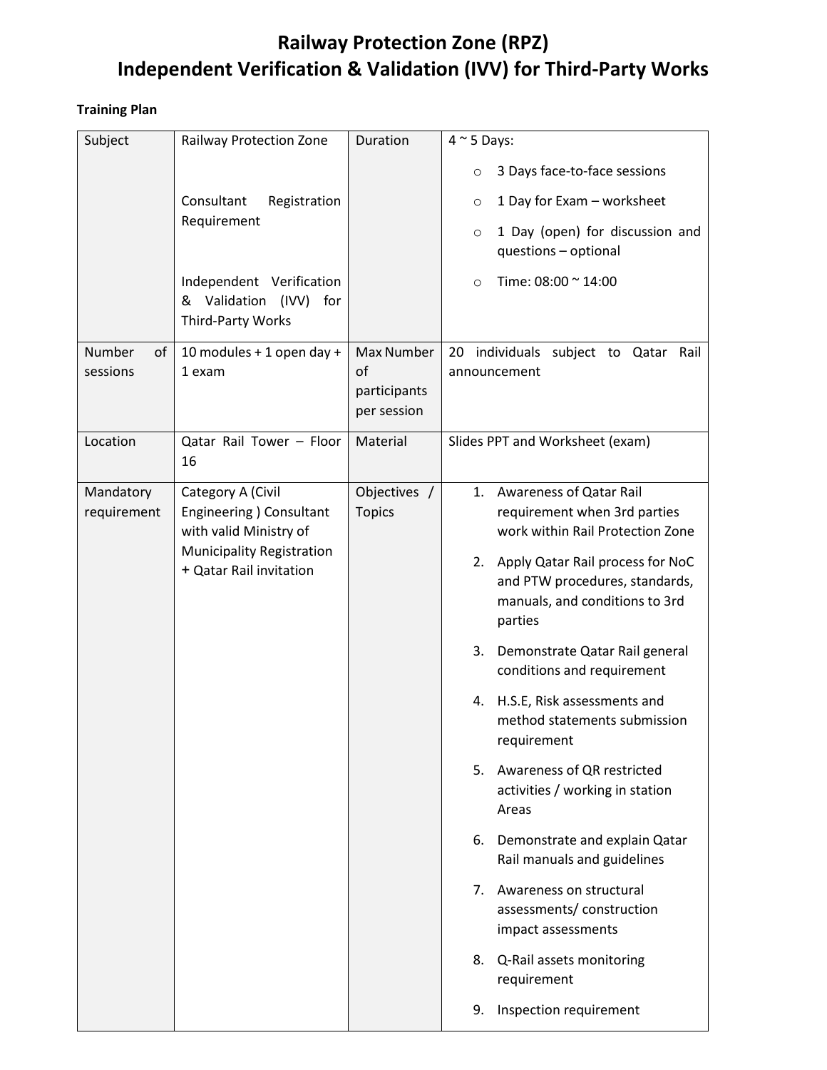# Railway Protection Zone (RPZ)
# Independent Verification & Validation (IVV) for Third-Party Works

**Training Plan**

| Subject | Railway Protection Zone<br><br>Consultant Registration Requirement<br><br>Independent Verification & Validation (IVV) for Third-Party Works | Duration | 4 ~ 5 Days:<br>○ 3 Days face-to-face sessions<br>○ 1 Day for Exam – worksheet<br>○ 1 Day (open) for discussion and questions – optional<br>○ Time: 08:00 ~ 14:00 |
|---|---|---|---|
| Number of sessions | 10 modules + 1 open day + 1 exam | Max Number of participants per session | 20 individuals subject to Qatar Rail announcement |
| Location | Qatar Rail Tower – Floor 16 | Material | Slides PPT and Worksheet (exam) |
| Mandatory requirement | Category A (Civil Engineering ) Consultant with valid Ministry of Municipality Registration + Qatar Rail invitation | Objectives / Topics | 1. Awareness of Qatar Rail requirement when 3rd parties work within Rail Protection Zone<br>2. Apply Qatar Rail process for NoC and PTW procedures, standards, manuals, and conditions to 3rd parties<br>3. Demonstrate Qatar Rail general conditions and requirement<br>4. H.S.E, Risk assessments and method statements submission requirement<br>5. Awareness of QR restricted activities / working in station Areas<br>6. Demonstrate and explain Qatar Rail manuals and guidelines<br>7. Awareness on structural assessments/ construction impact assessments<br>8. Q-Rail assets monitoring requirement<br>9. Inspection requirement |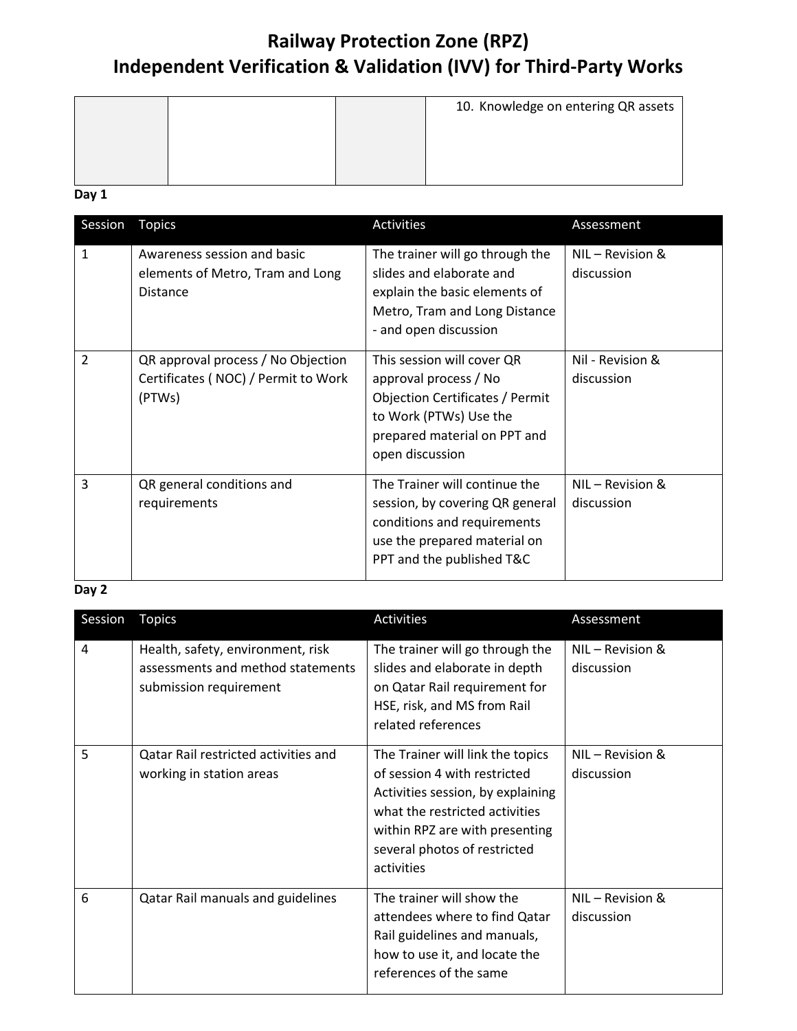# Railway Protection Zone (RPZ)
# Independent Verification & Validation (IVV) for Third-Party Works

| | | | |
|---|---|---|---|
| | | | 10. Knowledge on entering QR assets |

**Day 1**

| Session | Topics | Activities | Assessment |
|---|---|---|---|
| 1 | Awareness session and basic elements of Metro, Tram and Long Distance | The trainer will go through the slides and elaborate and explain the basic elements of Metro, Tram and Long Distance - and open discussion | NIL – Revision & discussion |
| 2 | QR approval process / No Objection Certificates ( NOC) / Permit to Work (PTWs) | This session will cover QR approval process / No Objection Certificates / Permit to Work (PTWs) Use the prepared material on PPT and open discussion | Nil - Revision & discussion |
| 3 | QR general conditions and requirements | The Trainer will continue the session, by covering QR general conditions and requirements use the prepared material on PPT and the published T&C | NIL – Revision & discussion |

**Day 2**

| Session | Topics | Activities | Assessment |
|---|---|---|---|
| 4 | Health, safety, environment, risk assessments and method statements submission requirement | The trainer will go through the slides and elaborate in depth on Qatar Rail requirement for HSE, risk, and MS from Rail related references | NIL – Revision & discussion |
| 5 | Qatar Rail restricted activities and working in station areas | The Trainer will link the topics of session 4 with restricted Activities session, by explaining what the restricted activities within RPZ are with presenting several photos of restricted activities | NIL – Revision & discussion |
| 6 | Qatar Rail manuals and guidelines | The trainer will show the attendees where to find Qatar Rail guidelines and manuals, how to use it, and locate the references of the same | NIL – Revision & discussion |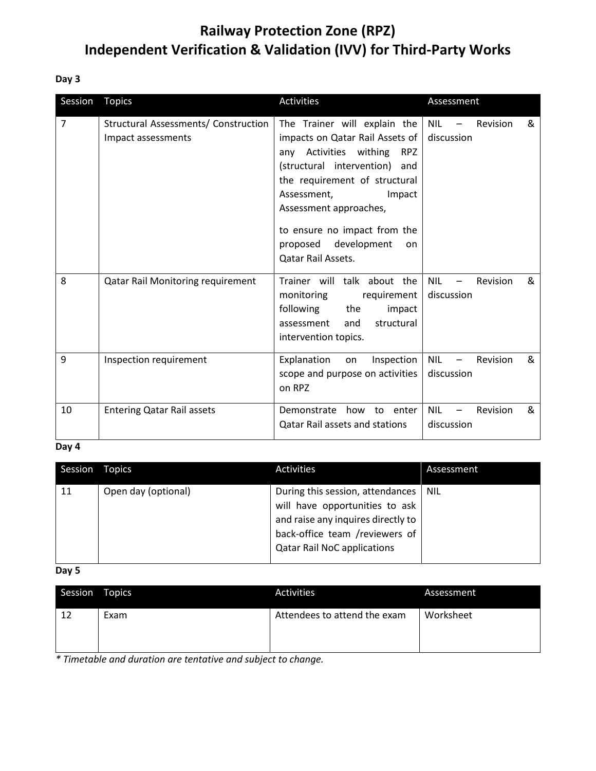# Railway Protection Zone (RPZ)
# Independent Verification & Validation (IVV) for Third-Party Works

**Day 3**

| Session | Topics | Activities | Assessment |
|---|---|---|---|
| 7 | Structural Assessments/ Construction Impact assessments | The Trainer will explain the impacts on Qatar Rail Assets of any Activities withing RPZ (structural intervention) and the requirement of structural Assessment, Impact Assessment approaches,<br><br>to ensure no impact from the proposed development on Qatar Rail Assets. | NIL – Revision & discussion |
| 8 | Qatar Rail Monitoring requirement | Trainer will talk about the monitoring requirement following the impact assessment and structural intervention topics. | NIL – Revision & discussion |
| 9 | Inspection requirement | Explanation on Inspection scope and purpose on activities on RPZ | NIL – Revision & discussion |
| 10 | Entering Qatar Rail assets | Demonstrate how to enter Qatar Rail assets and stations | NIL – Revision & discussion |

**Day 4**

| Session | Topics | Activities | Assessment |
|---|---|---|---|
| 11 | Open day (optional) | During this session, attendances will have opportunities to ask and raise any inquires directly to back-office team /reviewers of Qatar Rail NoC applications | NIL |

**Day 5**

| Session | Topics | Activities | Assessment |
|---|---|---|---|
| 12 | Exam | Attendees to attend the exam | Worksheet |

*\* Timetable and duration are tentative and subject to change.*